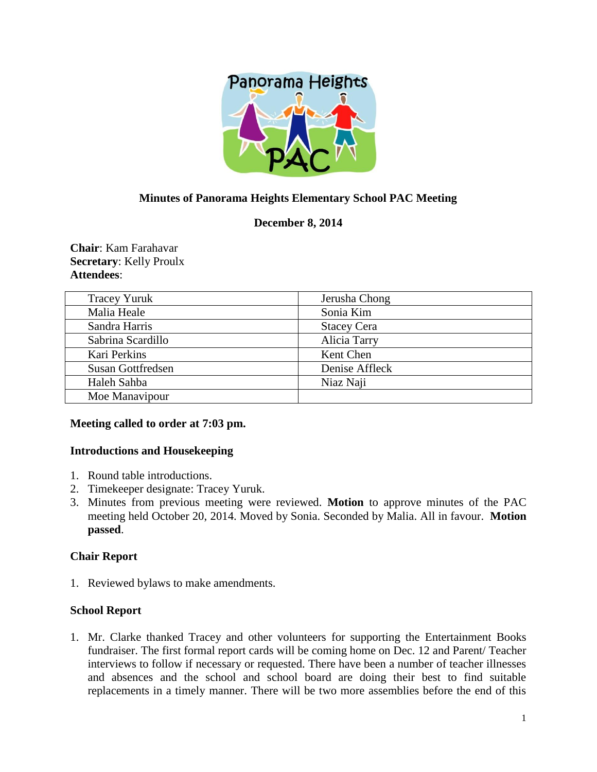# Minutes of Panorama Heights Elementary School PAC Meeting

**December 8, 2014**

**Chair**: Kam Farahavar
**Secretary**: Kelly Proulx
**Attendees**:

| | |
|---|---|
| Tracey Yuruk | Jerusha Chong |
| Malia Heale | Sonia Kim |
| Sandra Harris | Stacey Cera |
| Sabrina Scardillo | Alicia Tarry |
| Kari Perkins | Kent Chen |
| Susan Gottfredsen | Denise Affleck |
| Haleh Sahba | Niaz Naji |
| Moe Manavipour | |

**Meeting called to order at 7:03 pm.**

**Introductions and Housekeeping**

1. Round table introductions.
2. Timekeeper designate: Tracey Yuruk.
3. Minutes from previous meeting were reviewed. **Motion** to approve minutes of the PAC meeting held October 20, 2014. Moved by Sonia. Seconded by Malia. All in favour. **Motion passed**.

**Chair Report**

1. Reviewed bylaws to make amendments.

**School Report**

1. Mr. Clarke thanked Tracey and other volunteers for supporting the Entertainment Books fundraiser. The first formal report cards will be coming home on Dec. 12 and Parent/ Teacher interviews to follow if necessary or requested. There have been a number of teacher illnesses and absences and the school and school board are doing their best to find suitable replacements in a timely manner. There will be two more assemblies before the end of this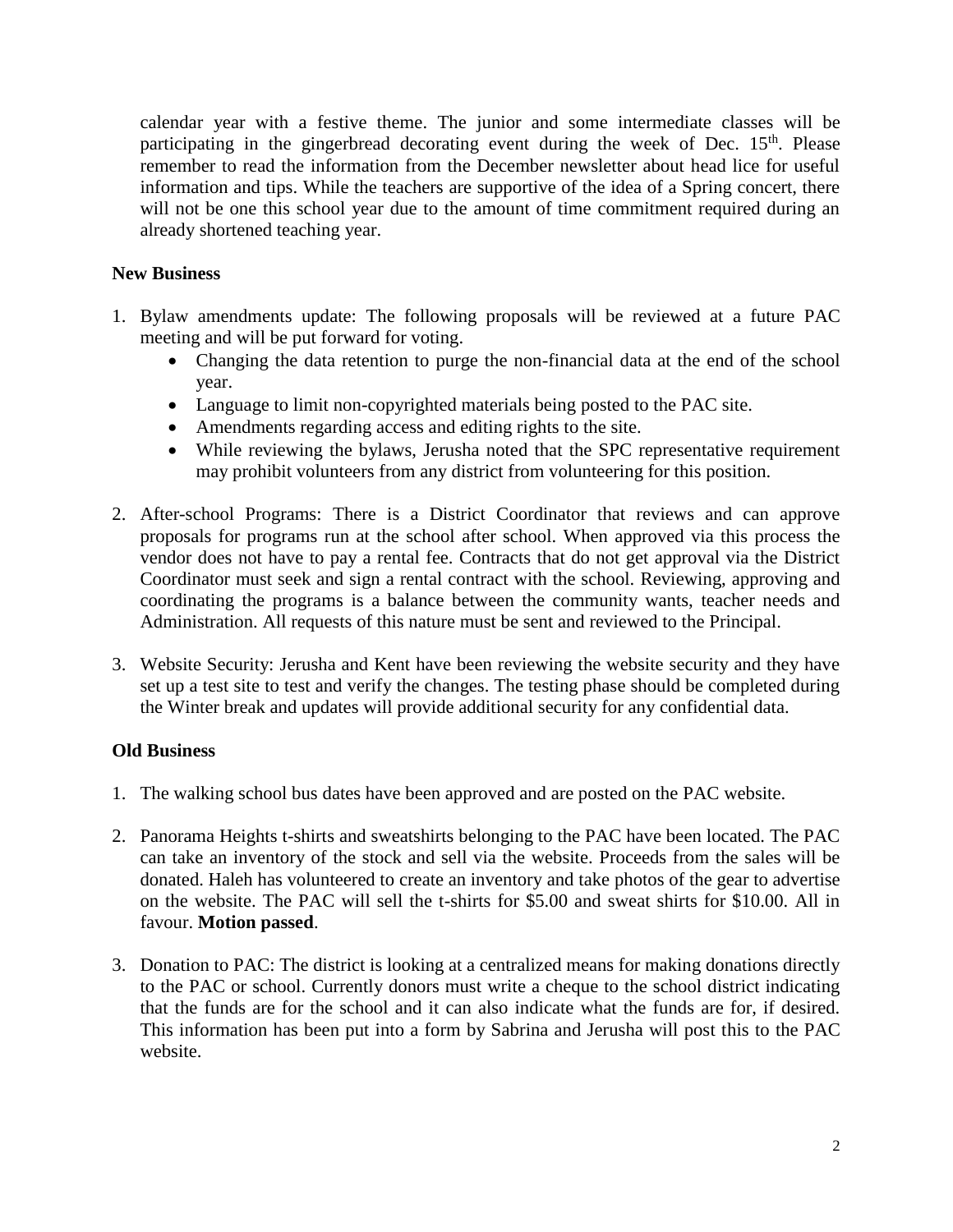calendar year with a festive theme. The junior and some intermediate classes will be participating in the gingerbread decorating event during the week of Dec. 15th. Please remember to read the information from the December newsletter about head lice for useful information and tips. While the teachers are supportive of the idea of a Spring concert, there will not be one this school year due to the amount of time commitment required during an already shortened teaching year.

**New Business**

1. Bylaw amendments update: The following proposals will be reviewed at a future PAC meeting and will be put forward for voting.
   - Changing the data retention to purge the non-financial data at the end of the school year.
   - Language to limit non-copyrighted materials being posted to the PAC site.
   - Amendments regarding access and editing rights to the site.
   - While reviewing the bylaws, Jerusha noted that the SPC representative requirement may prohibit volunteers from any district from volunteering for this position.

2. After-school Programs: There is a District Coordinator that reviews and can approve proposals for programs run at the school after school. When approved via this process the vendor does not have to pay a rental fee. Contracts that do not get approval via the District Coordinator must seek and sign a rental contract with the school. Reviewing, approving and coordinating the programs is a balance between the community wants, teacher needs and Administration. All requests of this nature must be sent and reviewed to the Principal.

3. Website Security: Jerusha and Kent have been reviewing the website security and they have set up a test site to test and verify the changes. The testing phase should be completed during the Winter break and updates will provide additional security for any confidential data.

**Old Business**

1. The walking school bus dates have been approved and are posted on the PAC website.

2. Panorama Heights t-shirts and sweatshirts belonging to the PAC have been located. The PAC can take an inventory of the stock and sell via the website. Proceeds from the sales will be donated. Haleh has volunteered to create an inventory and take photos of the gear to advertise on the website. The PAC will sell the t-shirts for $5.00 and sweat shirts for $10.00. All in favour. **Motion passed**.

3. Donation to PAC: The district is looking at a centralized means for making donations directly to the PAC or school. Currently donors must write a cheque to the school district indicating that the funds are for the school and it can also indicate what the funds are for, if desired. This information has been put into a form by Sabrina and Jerusha will post this to the PAC website.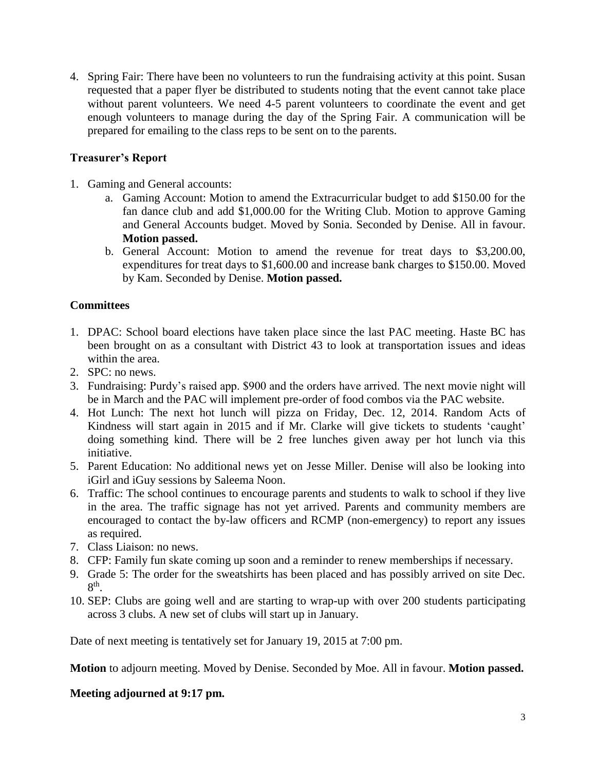4. Spring Fair: There have been no volunteers to run the fundraising activity at this point. Susan requested that a paper flyer be distributed to students noting that the event cannot take place without parent volunteers. We need 4-5 parent volunteers to coordinate the event and get enough volunteers to manage during the day of the Spring Fair. A communication will be prepared for emailing to the class reps to be sent on to the parents.

**Treasurer's Report**

1. Gaming and General accounts:
    a. Gaming Account: Motion to amend the Extracurricular budget to add $150.00 for the fan dance club and add $1,000.00 for the Writing Club. Motion to approve Gaming and General Accounts budget. Moved by Sonia. Seconded by Denise. All in favour. **Motion passed.**
    b. General Account: Motion to amend the revenue for treat days to $3,200.00, expenditures for treat days to $1,600.00 and increase bank charges to $150.00. Moved by Kam. Seconded by Denise. **Motion passed.**

**Committees**

1. DPAC: School board elections have taken place since the last PAC meeting. Haste BC has been brought on as a consultant with District 43 to look at transportation issues and ideas within the area.
2. SPC: no news.
3. Fundraising: Purdy's raised app. $900 and the orders have arrived. The next movie night will be in March and the PAC will implement pre-order of food combos via the PAC website.
4. Hot Lunch: The next hot lunch will pizza on Friday, Dec. 12, 2014. Random Acts of Kindness will start again in 2015 and if Mr. Clarke will give tickets to students 'caught' doing something kind. There will be 2 free lunches given away per hot lunch via this initiative.
5. Parent Education: No additional news yet on Jesse Miller. Denise will also be looking into iGirl and iGuy sessions by Saleema Noon.
6. Traffic: The school continues to encourage parents and students to walk to school if they live in the area. The traffic signage has not yet arrived. Parents and community members are encouraged to contact the by-law officers and RCMP (non-emergency) to report any issues as required.
7. Class Liaison: no news.
8. CFP: Family fun skate coming up soon and a reminder to renew memberships if necessary.
9. Grade 5: The order for the sweatshirts has been placed and has possibly arrived on site Dec. 8th.
10. SEP: Clubs are going well and are starting to wrap-up with over 200 students participating across 3 clubs. A new set of clubs will start up in January.

Date of next meeting is tentatively set for January 19, 2015 at 7:00 pm.

**Motion** to adjourn meeting. Moved by Denise. Seconded by Moe. All in favour. **Motion passed.**

**Meeting adjourned at 9:17 pm.**